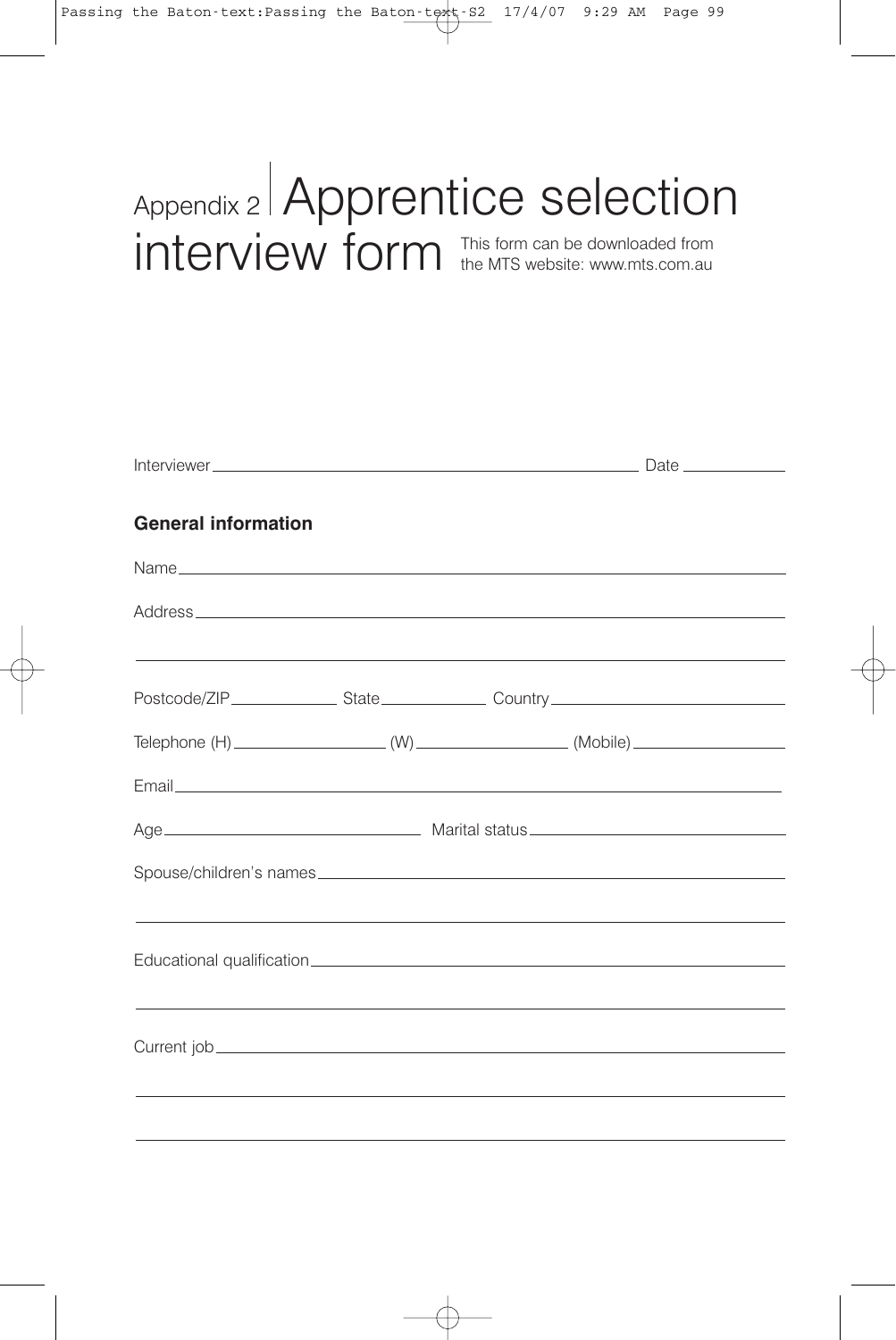# Appendix 2 Apprentice selection interview form

This form can be downloaded from the MTS website: www.mts.com.au

Interviewer \_\_\_\_\_\_\_\_\_\_\_\_\_\_\_\_\_\_\_\_\_\_\_\_\_\_\_\_\_\_\_\_\_\_\_\_\_\_\_\_ Date \_\_\_\_\_\_\_\_\_\_\_\_

## General information

Name \_\_\_\_\_\_\_\_\_\_\_\_\_\_\_\_\_\_\_\_\_\_\_\_\_\_\_\_\_\_\_\_\_\_\_\_\_\_\_\_\_\_\_\_\_\_\_\_\_\_\_\_\_\_\_\_

Address \_\_\_\_\_\_\_\_\_\_\_\_\_\_\_\_\_\_\_\_\_\_\_\_\_\_\_\_\_\_\_\_\_\_\_\_\_\_\_\_\_\_\_\_\_\_\_\_\_\_\_\_\_\_\_\_

\_\_\_\_\_\_\_\_\_\_\_\_\_\_\_\_\_\_\_\_\_\_\_\_\_\_\_\_\_\_\_\_\_\_\_\_\_\_\_\_\_\_\_\_\_\_\_\_\_\_\_\_\_\_\_\_\_\_\_\_\_\_

Postcode/ZIP \_\_\_\_\_\_\_\_\_\_\_\_ State \_\_\_\_\_\_\_\_\_\_\_\_ Country \_\_\_\_\_\_\_\_\_\_\_\_\_\_\_\_\_\_\_\_\_\_\_\_

Telephone (H) \_\_\_\_\_\_\_\_\_\_\_\_\_\_\_\_ (W) \_\_\_\_\_\_\_\_\_\_\_\_\_\_\_\_ (Mobile) \_\_\_\_\_\_\_\_\_\_\_\_\_\_\_\_

Email \_\_\_\_\_\_\_\_\_\_\_\_\_\_\_\_\_\_\_\_\_\_\_\_\_\_\_\_\_\_\_\_\_\_\_\_\_\_\_\_\_\_\_\_\_\_\_\_\_\_\_\_\_\_\_\_

Age \_\_\_\_\_\_\_\_\_\_\_\_\_\_\_\_\_\_\_\_\_\_\_\_\_\_\_\_ Marital status \_\_\_\_\_\_\_\_\_\_\_\_\_\_\_\_\_\_\_\_\_\_\_\_\_\_\_\_

Spouse/children's names \_\_\_\_\_\_\_\_\_\_\_\_\_\_\_\_\_\_\_\_\_\_\_\_\_\_\_\_\_\_\_\_\_\_\_\_\_\_\_\_\_\_\_\_\_\_

\_\_\_\_\_\_\_\_\_\_\_\_\_\_\_\_\_\_\_\_\_\_\_\_\_\_\_\_\_\_\_\_\_\_\_\_\_\_\_\_\_\_\_\_\_\_\_\_\_\_\_\_\_\_\_\_\_\_\_\_\_\_

Educational qualification \_\_\_\_\_\_\_\_\_\_\_\_\_\_\_\_\_\_\_\_\_\_\_\_\_\_\_\_\_\_\_\_\_\_\_\_\_\_\_\_\_\_\_\_\_\_

\_\_\_\_\_\_\_\_\_\_\_\_\_\_\_\_\_\_\_\_\_\_\_\_\_\_\_\_\_\_\_\_\_\_\_\_\_\_\_\_\_\_\_\_\_\_\_\_\_\_\_\_\_\_\_\_\_\_\_\_\_\_

Current job \_\_\_\_\_\_\_\_\_\_\_\_\_\_\_\_\_\_\_\_\_\_\_\_\_\_\_\_\_\_\_\_\_\_\_\_\_\_\_\_\_\_\_\_\_\_\_\_\_\_\_\_\_\_

\_\_\_\_\_\_\_\_\_\_\_\_\_\_\_\_\_\_\_\_\_\_\_\_\_\_\_\_\_\_\_\_\_\_\_\_\_\_\_\_\_\_\_\_\_\_\_\_\_\_\_\_\_\_\_\_\_\_\_\_\_\_

\_\_\_\_\_\_\_\_\_\_\_\_\_\_\_\_\_\_\_\_\_\_\_\_\_\_\_\_\_\_\_\_\_\_\_\_\_\_\_\_\_\_\_\_\_\_\_\_\_\_\_\_\_\_\_\_\_\_\_\_\_\_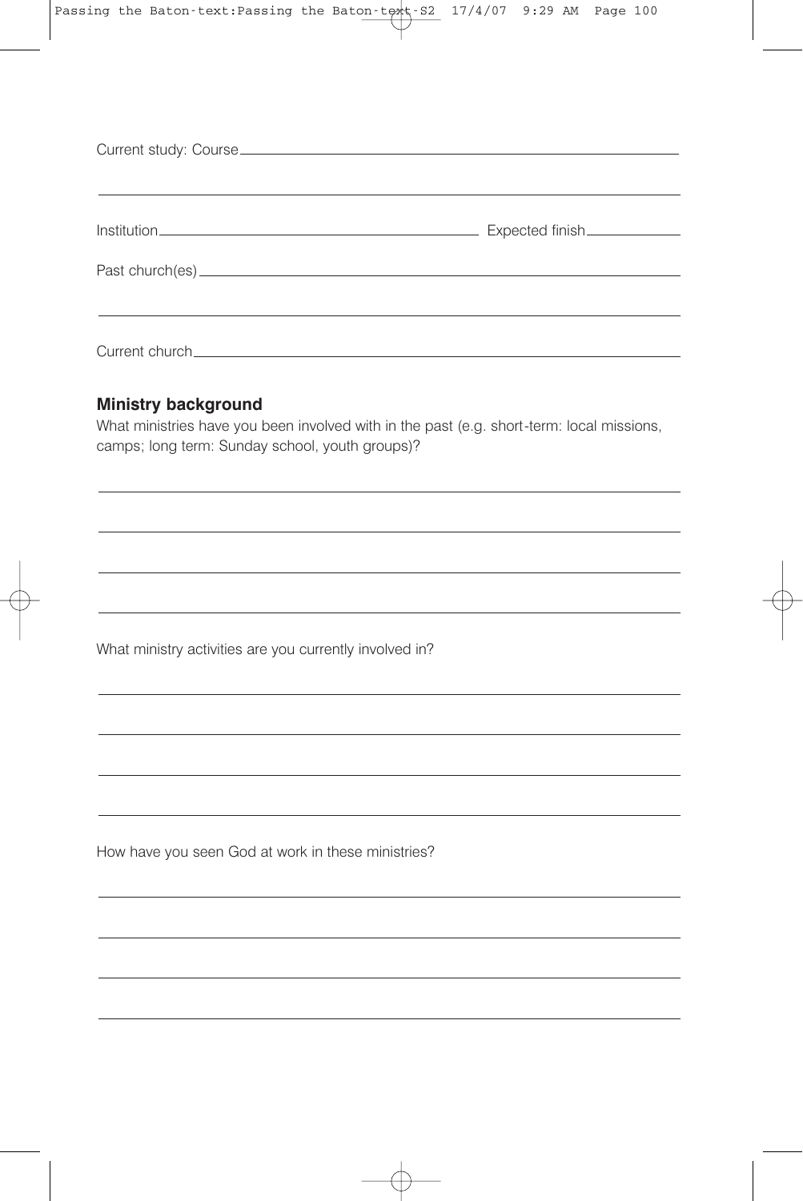Current study: Course

Institution Expected finish

Past church(es)

Current church

## Ministry background

What ministries have you been involved with in the past (e.g. short-term: local missions, camps; long term: Sunday school, youth groups)?

What ministry activities are you currently involved in?

How have you seen God at work in these ministries?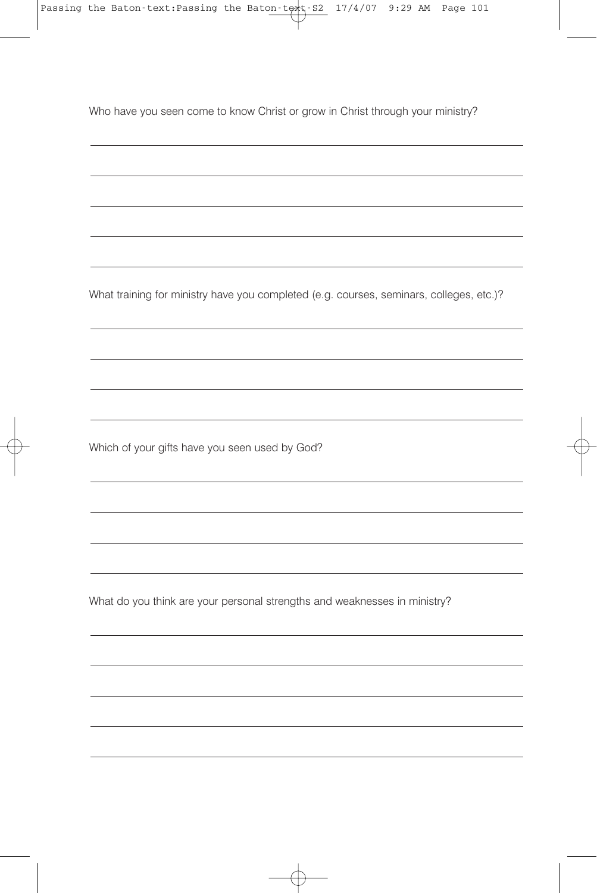Who have you seen come to know Christ or grow in Christ through your ministry?

What training for ministry have you completed (e.g. courses, seminars, colleges, etc.)?

Which of your gifts have you seen used by God?

What do you think are your personal strengths and weaknesses in ministry?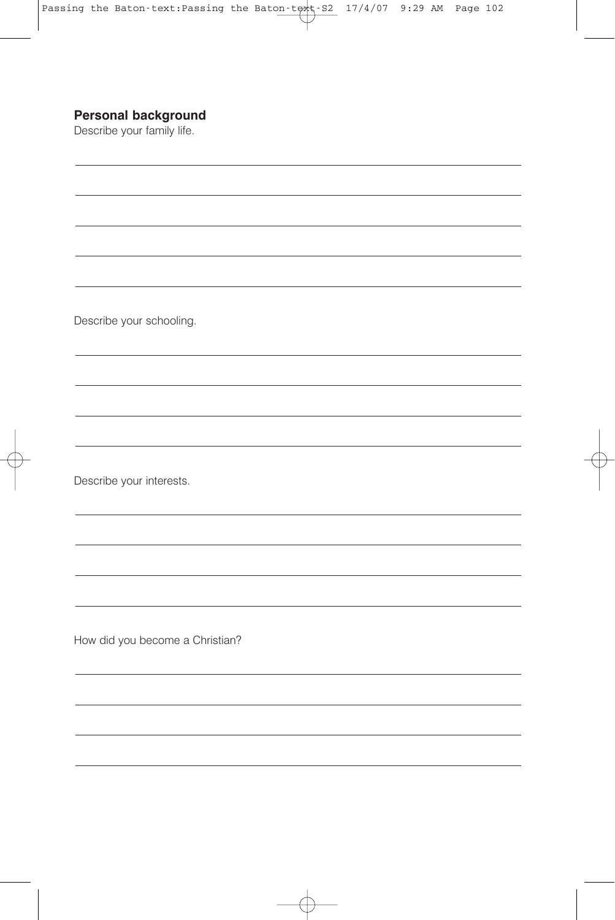## Personal background

Describe your family life.

Describe your schooling.

Describe your interests.

How did you become a Christian?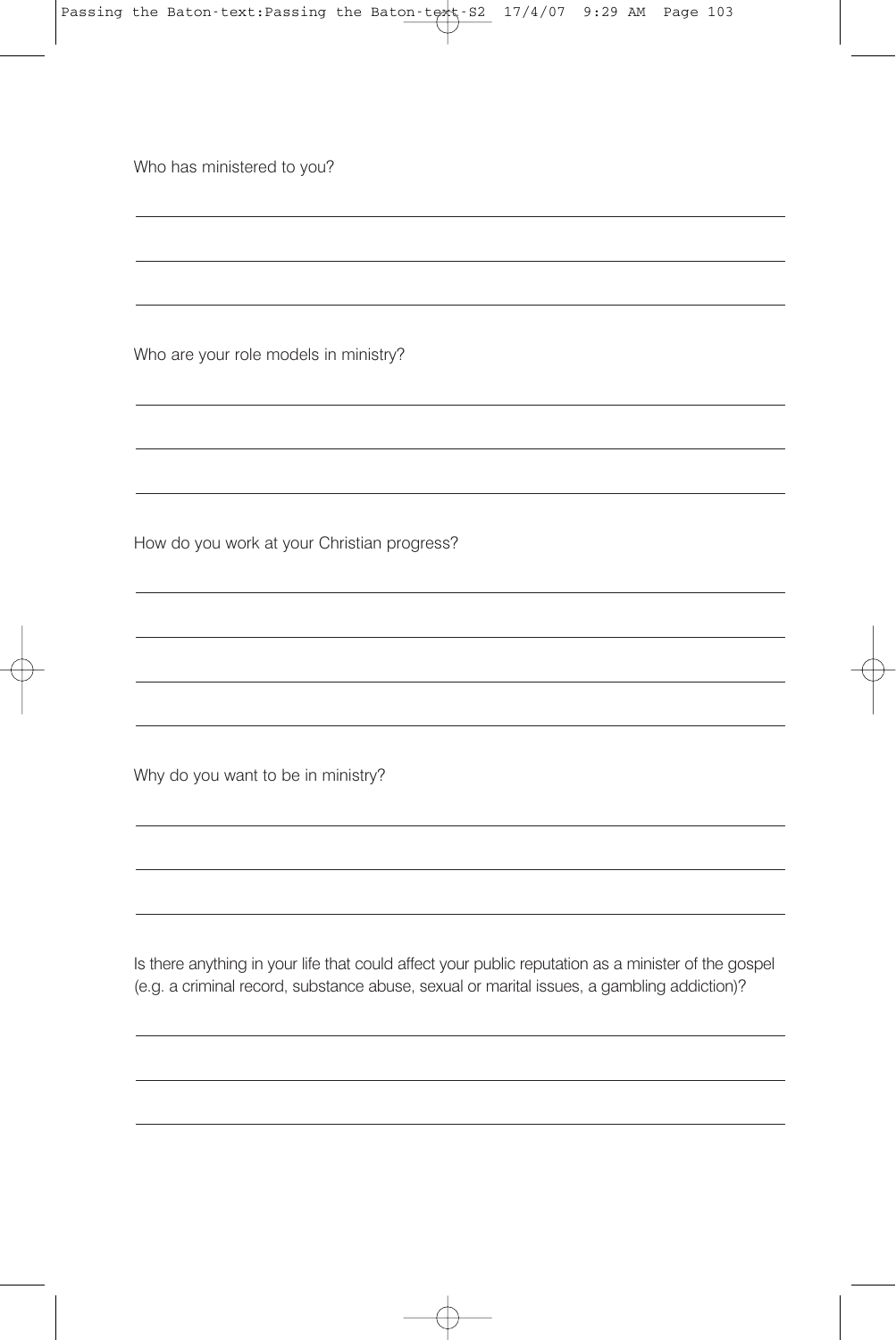Who has ministered to you?

Who are your role models in ministry?

How do you work at your Christian progress?

Why do you want to be in ministry?

Is there anything in your life that could affect your public reputation as a minister of the gospel (e.g. a criminal record, substance abuse, sexual or marital issues, a gambling addiction)?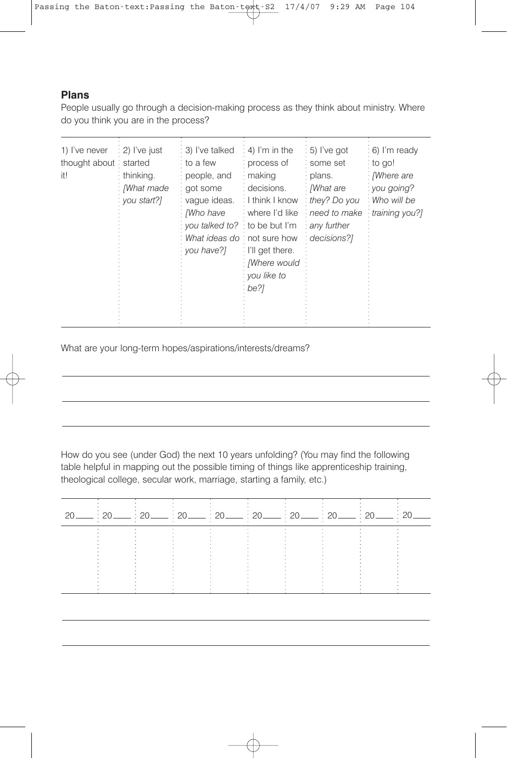## Plans

People usually go through a decision-making process as they think about ministry. Where do you think you are in the process?

| 1) I've never thought about it! | 2) I've just started thinking. *[What made you start?]* | 3) I've talked to a few people, and got some vague ideas. *[Who have you talked to? What ideas do you have?]* | 4) I'm in the process of making decisions. I think I know where I'd like to be but I'm not sure how I'll get there. *[Where would you like to be?]* | 5) I've got some set plans. *[What are they? Do you need to make any further decisions?]* | 6) I'm ready to go! *[Where are you going? Who will be training you?]* |
|---|---|---|---|---|---|
| | | | | | |

What are your long-term hopes/aspirations/interests/dreams?

\_\_\_\_\_\_\_\_\_\_\_\_\_\_\_\_\_\_\_\_\_\_\_\_\_\_\_\_\_\_\_\_\_\_\_\_\_\_\_\_\_\_\_\_\_\_\_\_\_\_\_\_\_\_\_\_\_\_\_\_

\_\_\_\_\_\_\_\_\_\_\_\_\_\_\_\_\_\_\_\_\_\_\_\_\_\_\_\_\_\_\_\_\_\_\_\_\_\_\_\_\_\_\_\_\_\_\_\_\_\_\_\_\_\_\_\_\_\_\_\_

\_\_\_\_\_\_\_\_\_\_\_\_\_\_\_\_\_\_\_\_\_\_\_\_\_\_\_\_\_\_\_\_\_\_\_\_\_\_\_\_\_\_\_\_\_\_\_\_\_\_\_\_\_\_\_\_\_\_\_\_

How do you see (under God) the next 10 years unfolding? (You may find the following table helpful in mapping out the possible timing of things like apprenticeship training, theological college, secular work, marriage, starting a family, etc.)

| 20\_\_\_\_ | 20\_\_\_\_ | 20\_\_\_\_ | 20\_\_\_\_ | 20\_\_\_\_ | 20\_\_\_\_ | 20\_\_\_\_ | 20\_\_\_\_ | 20\_\_\_\_ | 20\_\_\_\_ |
|---|---|---|---|---|---|---|---|---|---|
| | | | | | | | | | |

\_\_\_\_\_\_\_\_\_\_\_\_\_\_\_\_\_\_\_\_\_\_\_\_\_\_\_\_\_\_\_\_\_\_\_\_\_\_\_\_\_\_\_\_\_\_\_\_\_\_\_\_\_\_\_\_\_\_\_\_

\_\_\_\_\_\_\_\_\_\_\_\_\_\_\_\_\_\_\_\_\_\_\_\_\_\_\_\_\_\_\_\_\_\_\_\_\_\_\_\_\_\_\_\_\_\_\_\_\_\_\_\_\_\_\_\_\_\_\_\_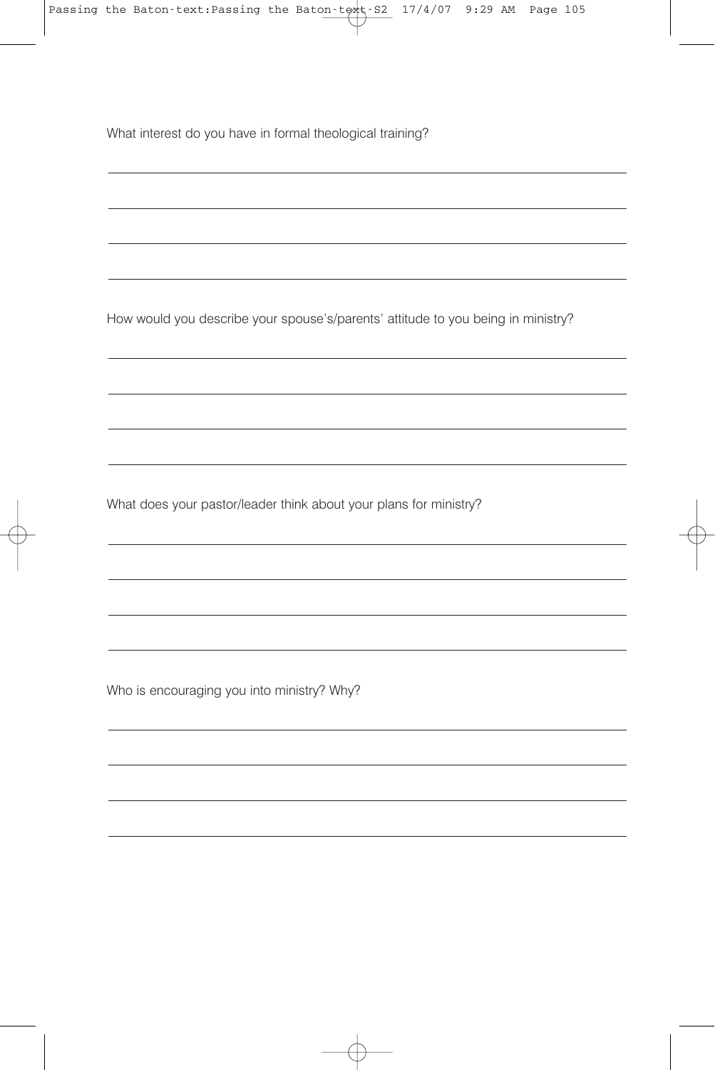What interest do you have in formal theological training?

How would you describe your spouse's/parents' attitude to you being in ministry?

What does your pastor/leader think about your plans for ministry?

Who is encouraging you into ministry? Why?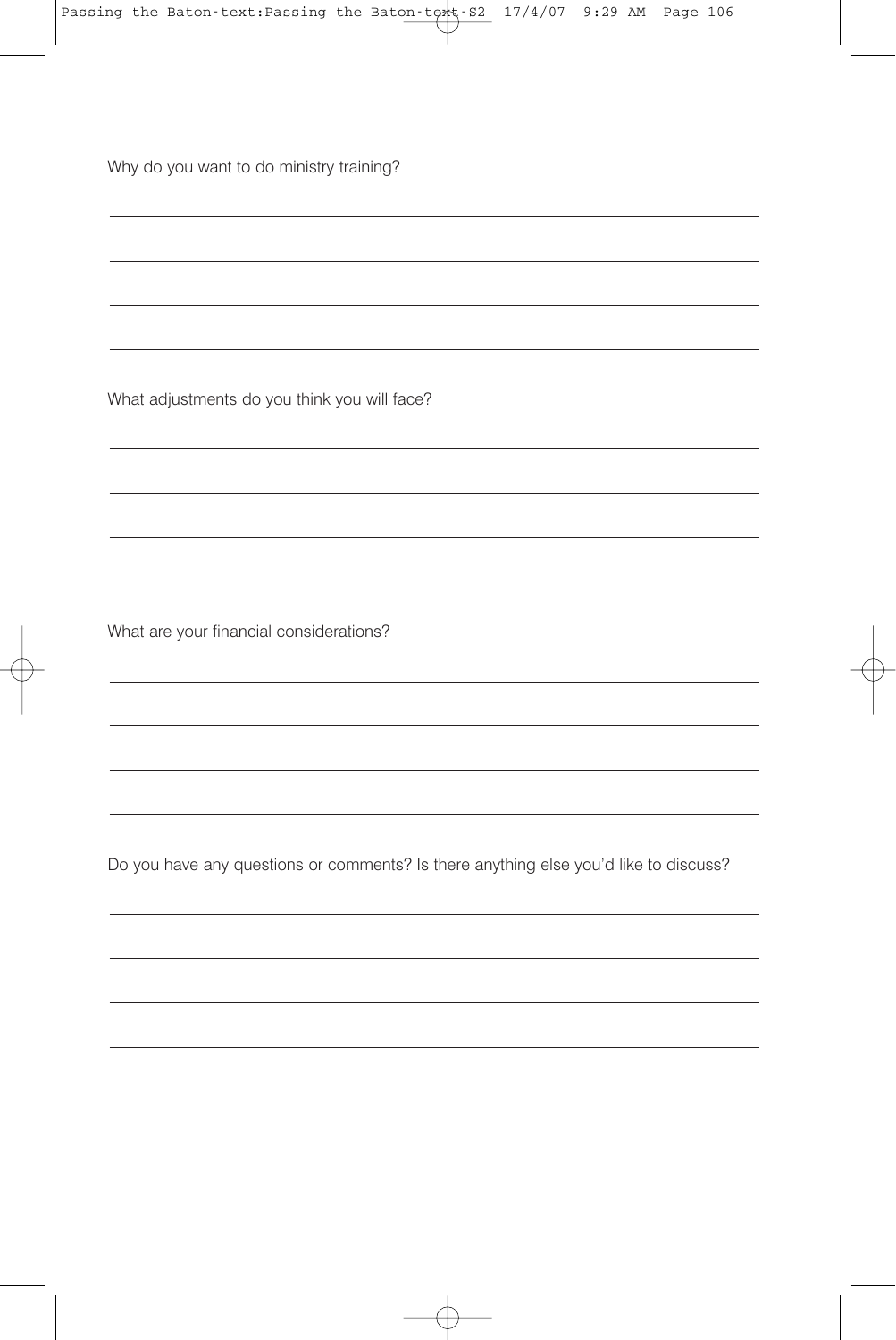Why do you want to do ministry training?

\_\_\_\_\_\_\_\_\_\_\_\_\_\_\_\_\_\_\_\_\_\_\_\_\_\_\_\_\_\_\_\_\_\_\_\_\_\_\_\_\_\_\_\_\_\_\_\_\_\_\_\_\_\_\_\_\_\_\_\_

\_\_\_\_\_\_\_\_\_\_\_\_\_\_\_\_\_\_\_\_\_\_\_\_\_\_\_\_\_\_\_\_\_\_\_\_\_\_\_\_\_\_\_\_\_\_\_\_\_\_\_\_\_\_\_\_\_\_\_\_

\_\_\_\_\_\_\_\_\_\_\_\_\_\_\_\_\_\_\_\_\_\_\_\_\_\_\_\_\_\_\_\_\_\_\_\_\_\_\_\_\_\_\_\_\_\_\_\_\_\_\_\_\_\_\_\_\_\_\_\_

\_\_\_\_\_\_\_\_\_\_\_\_\_\_\_\_\_\_\_\_\_\_\_\_\_\_\_\_\_\_\_\_\_\_\_\_\_\_\_\_\_\_\_\_\_\_\_\_\_\_\_\_\_\_\_\_\_\_\_\_

What adjustments do you think you will face?

\_\_\_\_\_\_\_\_\_\_\_\_\_\_\_\_\_\_\_\_\_\_\_\_\_\_\_\_\_\_\_\_\_\_\_\_\_\_\_\_\_\_\_\_\_\_\_\_\_\_\_\_\_\_\_\_\_\_\_\_

\_\_\_\_\_\_\_\_\_\_\_\_\_\_\_\_\_\_\_\_\_\_\_\_\_\_\_\_\_\_\_\_\_\_\_\_\_\_\_\_\_\_\_\_\_\_\_\_\_\_\_\_\_\_\_\_\_\_\_\_

\_\_\_\_\_\_\_\_\_\_\_\_\_\_\_\_\_\_\_\_\_\_\_\_\_\_\_\_\_\_\_\_\_\_\_\_\_\_\_\_\_\_\_\_\_\_\_\_\_\_\_\_\_\_\_\_\_\_\_\_

\_\_\_\_\_\_\_\_\_\_\_\_\_\_\_\_\_\_\_\_\_\_\_\_\_\_\_\_\_\_\_\_\_\_\_\_\_\_\_\_\_\_\_\_\_\_\_\_\_\_\_\_\_\_\_\_\_\_\_\_

What are your financial considerations?

\_\_\_\_\_\_\_\_\_\_\_\_\_\_\_\_\_\_\_\_\_\_\_\_\_\_\_\_\_\_\_\_\_\_\_\_\_\_\_\_\_\_\_\_\_\_\_\_\_\_\_\_\_\_\_\_\_\_\_\_

\_\_\_\_\_\_\_\_\_\_\_\_\_\_\_\_\_\_\_\_\_\_\_\_\_\_\_\_\_\_\_\_\_\_\_\_\_\_\_\_\_\_\_\_\_\_\_\_\_\_\_\_\_\_\_\_\_\_\_\_

\_\_\_\_\_\_\_\_\_\_\_\_\_\_\_\_\_\_\_\_\_\_\_\_\_\_\_\_\_\_\_\_\_\_\_\_\_\_\_\_\_\_\_\_\_\_\_\_\_\_\_\_\_\_\_\_\_\_\_\_

\_\_\_\_\_\_\_\_\_\_\_\_\_\_\_\_\_\_\_\_\_\_\_\_\_\_\_\_\_\_\_\_\_\_\_\_\_\_\_\_\_\_\_\_\_\_\_\_\_\_\_\_\_\_\_\_\_\_\_\_

Do you have any questions or comments? Is there anything else you'd like to discuss?

\_\_\_\_\_\_\_\_\_\_\_\_\_\_\_\_\_\_\_\_\_\_\_\_\_\_\_\_\_\_\_\_\_\_\_\_\_\_\_\_\_\_\_\_\_\_\_\_\_\_\_\_\_\_\_\_\_\_\_\_

\_\_\_\_\_\_\_\_\_\_\_\_\_\_\_\_\_\_\_\_\_\_\_\_\_\_\_\_\_\_\_\_\_\_\_\_\_\_\_\_\_\_\_\_\_\_\_\_\_\_\_\_\_\_\_\_\_\_\_\_

\_\_\_\_\_\_\_\_\_\_\_\_\_\_\_\_\_\_\_\_\_\_\_\_\_\_\_\_\_\_\_\_\_\_\_\_\_\_\_\_\_\_\_\_\_\_\_\_\_\_\_\_\_\_\_\_\_\_\_\_

\_\_\_\_\_\_\_\_\_\_\_\_\_\_\_\_\_\_\_\_\_\_\_\_\_\_\_\_\_\_\_\_\_\_\_\_\_\_\_\_\_\_\_\_\_\_\_\_\_\_\_\_\_\_\_\_\_\_\_\_